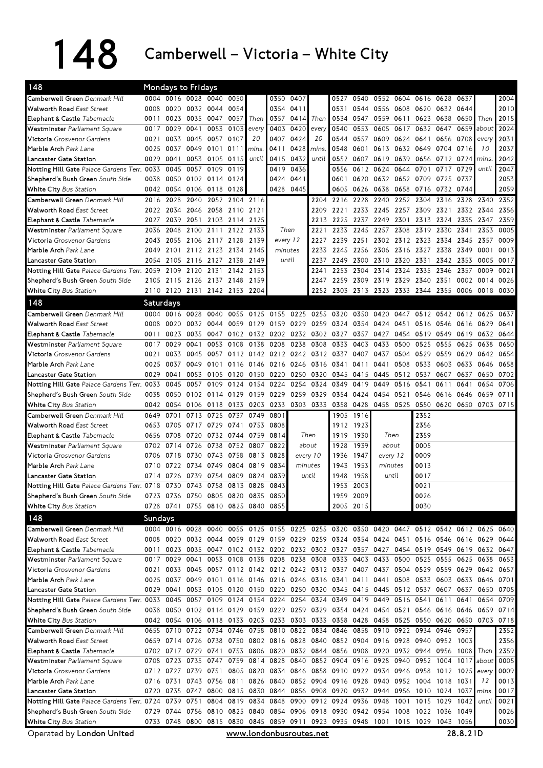# 148 Camberwell – Victoria – White City

## Mondays to Fridays

| 148 | | | | | | | | | | | | | | | | | | | |
|---|---|---|---|---|---|---|---|---|---|---|---|---|---|---|---|---|---|---|---|
| **Camberwell Green** *Denmark Hill* | 0004 | 0016 | 0028 | 0040 | 0050 | | 0350 | 0407 | | 0527 | 0540 | 0552 | 0604 | 0616 | 0628 | 0637 | | 2004 |
| **Walworth Road** *East Street* | 0008 | 0020 | 0032 | 0044 | 0054 | | 0354 | 0411 | | 0531 | 0544 | 0556 | 0608 | 0620 | 0632 | 0644 | | 2010 |
| **Elephant & Castle** *Tabernacle* | 0011 | 0023 | 0035 | 0047 | 0057 | Then | 0357 | 0414 | Then | 0534 | 0547 | 0559 | 0611 | 0623 | 0638 | 0650 | Then | 2015 |
| **Westminster** *Parliament Square* | 0017 | 0029 | 0041 | 0053 | 0103 | every | 0403 | 0420 | every | 0540 | 0553 | 0605 | 0617 | 0632 | 0647 | 0659 | about | 2024 |
| **Victoria** *Grosvenor Gardens* | 0021 | 0033 | 0045 | 0057 | 0107 | 20 | 0407 | 0424 | 20 | 0544 | 0557 | 0609 | 0624 | 0641 | 0656 | 0708 | every | 2031 |
| **Marble Arch** *Park Lane* | 0025 | 0037 | 0049 | 0101 | 0111 | mins. | 0411 | 0428 | mins. | 0548 | 0601 | 0613 | 0632 | 0649 | 0704 | 0716 | 10 | 2037 |
| **Lancaster Gate Station** | 0029 | 0041 | 0053 | 0105 | 0115 | until | 0415 | 0432 | until | 0552 | 0607 | 0619 | 0639 | 0656 | 0712 | 0724 | mins. | 2042 |
| **Notting Hill Gate** *Palace Gardens Terr.* | 0033 | 0045 | 0057 | 0109 | 0119 | | 0419 | 0436 | | 0556 | 0612 | 0624 | 0644 | 0701 | 0717 | 0729 | until | 2047 |
| **Shepherd's Bush Green** *South Side* | 0038 | 0050 | 0102 | 0114 | 0124 | | 0424 | 0441 | | 0601 | 0620 | 0632 | 0652 | 0709 | 0725 | 0737 | | 2053 |
| **White City** *Bus Station* | 0042 | 0054 | 0106 | 0118 | 0128 | | 0428 | 0445 | | 0605 | 0626 | 0638 | 0658 | 0716 | 0732 | 0744 | | 2059 |

| 148 | | | | | | | | | | | | | | | | | |
|---|---|---|---|---|---|---|---|---|---|---|---|---|---|---|---|---|---|
| **Camberwell Green** *Denmark Hill* | 2016 | 2028 | 2040 | 2052 | 2104 | 2116 | | 2204 | 2216 | 2228 | 2240 | 2252 | 2304 | 2316 | 2328 | 2340 | 2352 |
| **Walworth Road** *East Street* | 2022 | 2034 | 2046 | 2058 | 2110 | 2121 | | 2209 | 2221 | 2233 | 2245 | 2257 | 2309 | 2321 | 2332 | 2344 | 2356 |
| **Elephant & Castle** *Tabernacle* | 2027 | 2039 | 2051 | 2103 | 2114 | 2125 | | 2213 | 2225 | 2237 | 2249 | 2301 | 2313 | 2324 | 2335 | 2347 | 2359 |
| **Westminster** *Parliament Square* | 2036 | 2048 | 2100 | 2111 | 2122 | 2133 | Then | 2221 | 2233 | 2245 | 2257 | 2308 | 2319 | 2330 | 2341 | 2353 | 0005 |
| **Victoria** *Grosvenor Gardens* | 2043 | 2055 | 2106 | 2117 | 2128 | 2139 | every 12 | 2227 | 2239 | 2251 | 2302 | 2312 | 2323 | 2334 | 2345 | 2357 | 0009 |
| **Marble Arch** *Park Lane* | 2049 | 2101 | 2112 | 2123 | 2134 | 2145 | minutes | 2233 | 2245 | 2256 | 2306 | 2316 | 2327 | 2338 | 2349 | 0001 | 0013 |
| **Lancaster Gate Station** | 2054 | 2105 | 2116 | 2127 | 2138 | 2149 | until | 2237 | 2249 | 2300 | 2310 | 2320 | 2331 | 2342 | 2353 | 0005 | 0017 |
| **Notting Hill Gate** *Palace Gardens Terr.* | 2059 | 2109 | 2120 | 2131 | 2142 | 2153 | | 2241 | 2253 | 2304 | 2314 | 2324 | 2335 | 2346 | 2357 | 0009 | 0021 |
| **Shepherd's Bush Green** *South Side* | 2105 | 2115 | 2126 | 2137 | 2148 | 2159 | | 2247 | 2259 | 2309 | 2319 | 2329 | 2340 | 2351 | 0002 | 0014 | 0026 |
| **White City** *Bus Station* | 2110 | 2120 | 2131 | 2142 | 2153 | 2204 | | 2252 | 2303 | 2313 | 2323 | 2333 | 2344 | 2355 | 0006 | 0018 | 0030 |

## Saturdays

| 148 | | | | | | | | | | | | | | | | | | |
|---|---|---|---|---|---|---|---|---|---|---|---|---|---|---|---|---|---|---|
| **Camberwell Green** *Denmark Hill* | 0004 | 0016 | 0028 | 0040 | 0055 | 0125 | 0155 | 0225 | 0255 | 0320 | 0350 | 0420 | 0447 | 0512 | 0542 | 0612 | 0625 | 0637 |
| **Walworth Road** *East Street* | 0008 | 0020 | 0032 | 0044 | 0059 | 0129 | 0159 | 0229 | 0259 | 0324 | 0354 | 0424 | 0451 | 0516 | 0546 | 0616 | 0629 | 0641 |
| **Elephant & Castle** *Tabernacle* | 0011 | 0023 | 0035 | 0047 | 0102 | 0132 | 0202 | 0232 | 0302 | 0327 | 0357 | 0427 | 0454 | 0519 | 0549 | 0619 | 0632 | 0644 |
| **Westminster** *Parliament Square* | 0017 | 0029 | 0041 | 0053 | 0108 | 0138 | 0208 | 0238 | 0308 | 0333 | 0403 | 0433 | 0500 | 0525 | 0555 | 0625 | 0638 | 0650 |
| **Victoria** *Grosvenor Gardens* | 0021 | 0033 | 0045 | 0057 | 0112 | 0142 | 0212 | 0242 | 0312 | 0337 | 0407 | 0437 | 0504 | 0529 | 0559 | 0629 | 0642 | 0654 |
| **Marble Arch** *Park Lane* | 0025 | 0037 | 0049 | 0101 | 0116 | 0146 | 0216 | 0246 | 0316 | 0341 | 0411 | 0441 | 0508 | 0533 | 0603 | 0633 | 0646 | 0658 |
| **Lancaster Gate Station** | 0029 | 0041 | 0053 | 0105 | 0120 | 0150 | 0220 | 0250 | 0320 | 0345 | 0415 | 0445 | 0512 | 0537 | 0607 | 0637 | 0650 | 0702 |
| **Notting Hill Gate** *Palace Gardens Terr.* | 0033 | 0045 | 0057 | 0109 | 0124 | 0154 | 0224 | 0254 | 0324 | 0349 | 0419 | 0449 | 0516 | 0541 | 0611 | 0641 | 0654 | 0706 |
| **Shepherd's Bush Green** *South Side* | 0038 | 0050 | 0102 | 0114 | 0129 | 0159 | 0229 | 0259 | 0329 | 0354 | 0424 | 0454 | 0521 | 0546 | 0616 | 0646 | 0659 | 0711 |
| **White City** *Bus Station* | 0042 | 0054 | 0106 | 0118 | 0133 | 0203 | 0233 | 0303 | 0333 | 0358 | 0428 | 0458 | 0525 | 0550 | 0620 | 0650 | 0703 | 0715 |

| 148 | | | | | | | | | | | | |
|---|---|---|---|---|---|---|---|---|---|---|---|---|
| **Camberwell Green** *Denmark Hill* | 0649 | 0701 | 0713 | 0725 | 0737 | 0749 | 0801 | | 1905 | 1916 | | 2352 |
| **Walworth Road** *East Street* | 0653 | 0705 | 0717 | 0729 | 0741 | 0753 | 0808 | | 1912 | 1923 | | 2356 |
| **Elephant & Castle** *Tabernacle* | 0656 | 0708 | 0720 | 0732 | 0744 | 0759 | 0814 | Then | 1919 | 1930 | Then | 2359 |
| **Westminster** *Parliament Square* | 0702 | 0714 | 0726 | 0738 | 0752 | 0807 | 0822 | about | 1928 | 1939 | about | 0005 |
| **Victoria** *Grosvenor Gardens* | 0706 | 0718 | 0730 | 0743 | 0758 | 0813 | 0828 | every 10 | 1936 | 1947 | every 12 | 0009 |
| **Marble Arch** *Park Lane* | 0710 | 0722 | 0734 | 0749 | 0804 | 0819 | 0834 | minutes | 1943 | 1953 | minutes | 0013 |
| **Lancaster Gate Station** | 0714 | 0726 | 0739 | 0754 | 0809 | 0824 | 0839 | until | 1948 | 1958 | until | 0017 |
| **Notting Hill Gate** *Palace Gardens Terr.* | 0718 | 0730 | 0743 | 0758 | 0813 | 0828 | 0843 | | 1953 | 2003 | | 0021 |
| **Shepherd's Bush Green** *South Side* | 0723 | 0736 | 0750 | 0805 | 0820 | 0835 | 0850 | | 1959 | 2009 | | 0026 |
| **White City** *Bus Station* | 0728 | 0741 | 0755 | 0810 | 0825 | 0840 | 0855 | | 2005 | 2015 | | 0030 |

## Sundays

| 148 | | | | | | | | | | | | | | | | | | |
|---|---|---|---|---|---|---|---|---|---|---|---|---|---|---|---|---|---|---|
| **Camberwell Green** *Denmark Hill* | 0004 | 0016 | 0028 | 0040 | 0055 | 0125 | 0155 | 0225 | 0255 | 0320 | 0350 | 0420 | 0447 | 0512 | 0542 | 0612 | 0625 | 0640 |
| **Walworth Road** *East Street* | 0008 | 0020 | 0032 | 0044 | 0059 | 0129 | 0159 | 0229 | 0259 | 0324 | 0354 | 0424 | 0451 | 0516 | 0546 | 0616 | 0629 | 0644 |
| **Elephant & Castle** *Tabernacle* | 0011 | 0023 | 0035 | 0047 | 0102 | 0132 | 0202 | 0232 | 0302 | 0327 | 0357 | 0427 | 0454 | 0519 | 0549 | 0619 | 0632 | 0647 |
| **Westminster** *Parliament Square* | 0017 | 0029 | 0041 | 0053 | 0108 | 0138 | 0208 | 0238 | 0308 | 0333 | 0403 | 0433 | 0500 | 0525 | 0555 | 0625 | 0638 | 0653 |
| **Victoria** *Grosvenor Gardens* | 0021 | 0033 | 0045 | 0057 | 0112 | 0142 | 0212 | 0242 | 0312 | 0337 | 0407 | 0437 | 0504 | 0529 | 0559 | 0629 | 0642 | 0657 |
| **Marble Arch** *Park Lane* | 0025 | 0037 | 0049 | 0101 | 0116 | 0146 | 0216 | 0246 | 0316 | 0341 | 0411 | 0441 | 0508 | 0533 | 0603 | 0633 | 0646 | 0701 |
| **Lancaster Gate Station** | 0029 | 0041 | 0053 | 0105 | 0120 | 0150 | 0220 | 0250 | 0320 | 0345 | 0415 | 0445 | 0512 | 0537 | 0607 | 0637 | 0650 | 0705 |
| **Notting Hill Gate** *Palace Gardens Terr.* | 0033 | 0045 | 0057 | 0109 | 0124 | 0154 | 0224 | 0254 | 0324 | 0349 | 0419 | 0449 | 0516 | 0541 | 0611 | 0641 | 0654 | 0709 |
| **Shepherd's Bush Green** *South Side* | 0038 | 0050 | 0102 | 0114 | 0129 | 0159 | 0229 | 0259 | 0329 | 0354 | 0424 | 0454 | 0521 | 0546 | 0616 | 0646 | 0659 | 0714 |
| **White City** *Bus Station* | 0042 | 0054 | 0106 | 0118 | 0133 | 0203 | 0233 | 0303 | 0333 | 0358 | 0428 | 0458 | 0525 | 0550 | 0620 | 0650 | 0703 | 0718 |

| 148 | | | | | | | | | | | | | | | | | | |
|---|---|---|---|---|---|---|---|---|---|---|---|---|---|---|---|---|---|---|
| **Camberwell Green** *Denmark Hill* | 0655 | 0710 | 0722 | 0734 | 0746 | 0758 | 0810 | 0822 | 0834 | 0846 | 0858 | 0910 | 0922 | 0934 | 0946 | 0957 | | 2352 |
| **Walworth Road** *East Street* | 0659 | 0714 | 0726 | 0738 | 0750 | 0802 | 0816 | 0828 | 0840 | 0852 | 0904 | 0916 | 0928 | 0940 | 0952 | 1003 | | 2356 |
| **Elephant & Castle** *Tabernacle* | 0702 | 0717 | 0729 | 0741 | 0753 | 0806 | 0820 | 0832 | 0844 | 0856 | 0908 | 0920 | 0932 | 0944 | 0956 | 1008 | Then | 2359 |
| **Westminster** *Parliament Square* | 0708 | 0723 | 0735 | 0747 | 0759 | 0814 | 0828 | 0840 | 0852 | 0904 | 0916 | 0928 | 0940 | 0952 | 1004 | 1017 | about | 0005 |
| **Victoria** *Grosvenor Gardens* | 0712 | 0727 | 0739 | 0751 | 0805 | 0820 | 0834 | 0846 | 0858 | 0910 | 0922 | 0934 | 0946 | 0958 | 1012 | 1025 | every | 0009 |
| **Marble Arch** *Park Lane* | 0716 | 0731 | 0743 | 0756 | 0811 | 0826 | 0840 | 0852 | 0904 | 0916 | 0928 | 0940 | 0952 | 1004 | 1018 | 1031 | 12 | 0013 |
| **Lancaster Gate Station** | 0720 | 0735 | 0747 | 0800 | 0815 | 0830 | 0844 | 0856 | 0908 | 0920 | 0932 | 0944 | 0956 | 1010 | 1024 | 1037 | mins. | 0017 |
| **Notting Hill Gate** *Palace Gardens Terr.* | 0724 | 0739 | 0751 | 0804 | 0819 | 0834 | 0848 | 0900 | 0912 | 0924 | 0936 | 0948 | 1001 | 1015 | 1029 | 1042 | until | 0021 |
| **Shepherd's Bush Green** *South Side* | 0729 | 0744 | 0756 | 0810 | 0825 | 0840 | 0854 | 0906 | 0918 | 0930 | 0942 | 0954 | 1008 | 1022 | 1036 | 1049 | | 0026 |
| **White City** *Bus Station* | 0733 | 0748 | 0800 | 0815 | 0830 | 0845 | 0859 | 0911 | 0923 | 0935 | 0948 | 1001 | 1015 | 1029 | 1043 | 1056 | | 0030 |

Operated by **London United** www.londonbusroutes.net 28.8.21D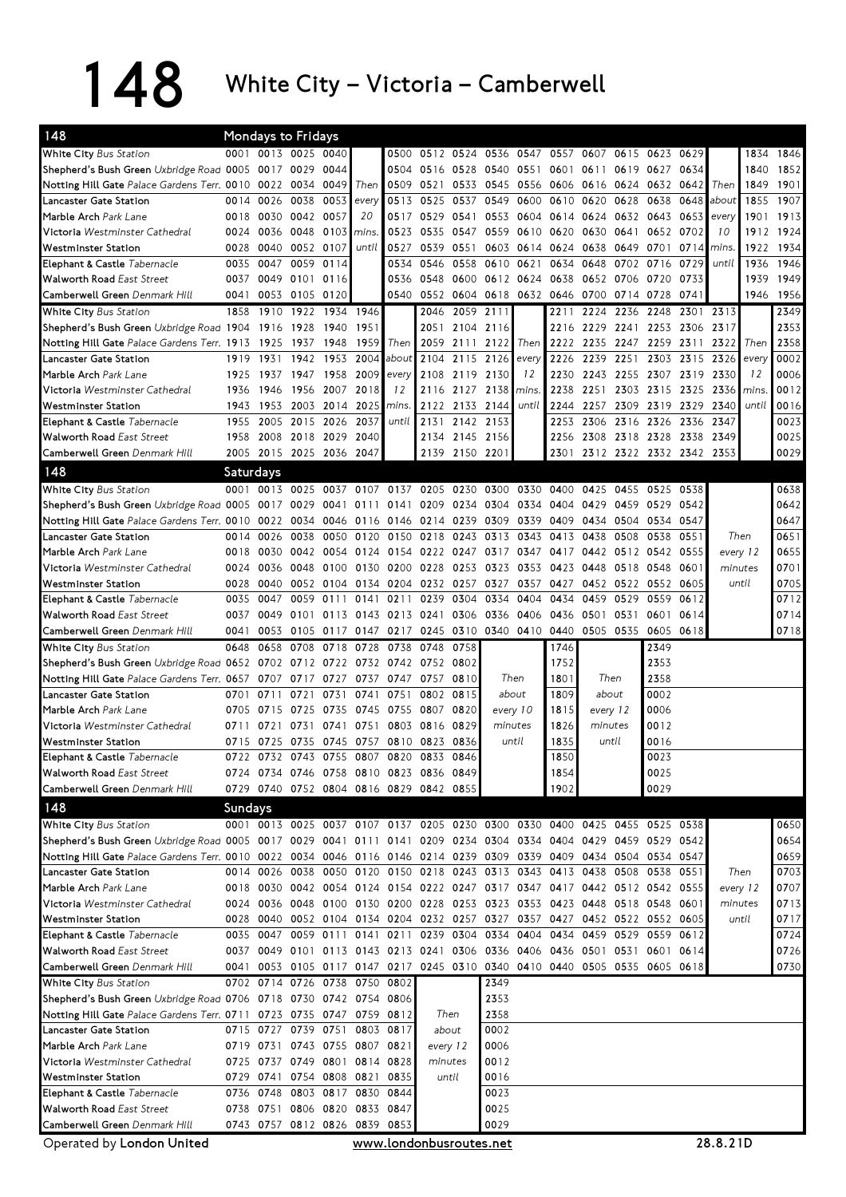# 148 White City – Victoria – Camberwell

## 148 Mondays to Fridays

| | | | | | | | | | | | | | | | | | | |
|---|---|---|---|---|---|---|---|---|---|---|---|---|---|---|---|---|---|---|
| **White City** Bus Station | 0001 | 0013 | 0025 | 0040 | Then every 20 mins. until | 0500 | 0512 | 0524 | 0536 | 0547 | 0557 | 0607 | 0615 | 0623 | 0629 | Then about every 10 mins. until | 1834 | 1846 |
| **Shepherd's Bush Green** Uxbridge Road | 0005 | 0017 | 0029 | 0044 | | 0504 | 0516 | 0528 | 0540 | 0551 | 0601 | 0611 | 0619 | 0627 | 0634 | | 1840 | 1852 |
| **Notting Hill Gate** Palace Gardens Terr. | 0010 | 0022 | 0034 | 0049 | | 0509 | 0521 | 0533 | 0545 | 0556 | 0606 | 0616 | 0624 | 0632 | 0642 | | 1849 | 1901 |
| **Lancaster Gate Station** | 0014 | 0026 | 0038 | 0053 | | 0513 | 0525 | 0537 | 0549 | 0600 | 0610 | 0620 | 0628 | 0638 | 0648 | | 1855 | 1907 |
| **Marble Arch** Park Lane | 0018 | 0030 | 0042 | 0057 | | 0517 | 0529 | 0541 | 0553 | 0604 | 0614 | 0624 | 0632 | 0643 | 0653 | | 1901 | 1913 |
| **Victoria** Westminster Cathedral | 0024 | 0036 | 0048 | 0103 | | 0523 | 0535 | 0547 | 0559 | 0610 | 0620 | 0630 | 0641 | 0652 | 0702 | | 1912 | 1924 |
| **Westminster Station** | 0028 | 0040 | 0052 | 0107 | | 0527 | 0539 | 0551 | 0603 | 0614 | 0624 | 0638 | 0649 | 0701 | 0714 | | 1922 | 1934 |
| **Elephant & Castle** Tabernacle | 0035 | 0047 | 0059 | 0114 | | 0534 | 0546 | 0558 | 0610 | 0621 | 0634 | 0648 | 0702 | 0716 | 0729 | | 1936 | 1946 |
| **Walworth Road** East Street | 0037 | 0049 | 0101 | 0116 | | 0536 | 0548 | 0600 | 0612 | 0624 | 0638 | 0652 | 0706 | 0720 | 0733 | | 1939 | 1949 |
| **Camberwell Green** Denmark Hill | 0041 | 0053 | 0105 | 0120 | | 0540 | 0552 | 0604 | 0618 | 0632 | 0646 | 0700 | 0714 | 0728 | 0741 | | 1946 | 1956 |

| | | | | | | | | | | | | | | | | | | |
|---|---|---|---|---|---|---|---|---|---|---|---|---|---|---|---|---|---|---|
| **White City** Bus Station | 1858 | 1910 | 1922 | 1934 | 1946 | Then about every 12 mins. until | 2046 | 2059 | 2111 | Then every 12 mins. until | 2211 | 2224 | 2236 | 2248 | 2301 | 2313 | Then every 12 mins. until | 2349 |
| **Shepherd's Bush Green** Uxbridge Road | 1904 | 1916 | 1928 | 1940 | 1951 | | 2051 | 2104 | 2116 | | 2216 | 2229 | 2241 | 2253 | 2306 | 2317 | | 2353 |
| **Notting Hill Gate** Palace Gardens Terr. | 1913 | 1925 | 1937 | 1948 | 1959 | | 2059 | 2111 | 2122 | | 2222 | 2235 | 2247 | 2259 | 2311 | 2322 | | 2358 |
| **Lancaster Gate Station** | 1919 | 1931 | 1942 | 1953 | 2004 | | 2104 | 2115 | 2126 | | 2226 | 2239 | 2251 | 2303 | 2315 | 2326 | | 0002 |
| **Marble Arch** Park Lane | 1925 | 1937 | 1947 | 1958 | 2009 | | 2108 | 2119 | 2130 | | 2230 | 2243 | 2255 | 2307 | 2319 | 2330 | | 0006 |
| **Victoria** Westminster Cathedral | 1936 | 1946 | 1956 | 2007 | 2018 | | 2116 | 2127 | 2138 | | 2238 | 2251 | 2303 | 2315 | 2325 | 2336 | | 0012 |
| **Westminster Station** | 1943 | 1953 | 2003 | 2014 | 2025 | | 2122 | 2133 | 2144 | | 2244 | 2257 | 2309 | 2319 | 2329 | 2340 | | 0016 |
| **Elephant & Castle** Tabernacle | 1955 | 2005 | 2015 | 2026 | 2037 | | 2131 | 2142 | 2153 | | 2253 | 2306 | 2316 | 2326 | 2336 | 2347 | | 0023 |
| **Walworth Road** East Street | 1958 | 2008 | 2018 | 2029 | 2040 | | 2134 | 2145 | 2156 | | 2256 | 2308 | 2318 | 2328 | 2338 | 2349 | | 0025 |
| **Camberwell Green** Denmark Hill | 2005 | 2015 | 2025 | 2036 | 2047 | | 2139 | 2150 | 2201 | | 2301 | 2312 | 2322 | 2332 | 2342 | 2353 | | 0029 |

## 148 Saturdays

| | | | | | | | | | | | | | | | | | |
|---|---|---|---|---|---|---|---|---|---|---|---|---|---|---|---|---|---|
| **White City** Bus Station | 0001 | 0013 | 0025 | 0037 | 0107 | 0137 | 0205 | 0230 | 0300 | 0330 | 0400 | 0425 | 0455 | 0525 | 0538 | Then every 12 minutes until | 0638 |
| **Shepherd's Bush Green** Uxbridge Road | 0005 | 0017 | 0029 | 0041 | 0111 | 0141 | 0209 | 0234 | 0304 | 0334 | 0404 | 0429 | 0459 | 0529 | 0542 | | 0642 |
| **Notting Hill Gate** Palace Gardens Terr. | 0010 | 0022 | 0034 | 0046 | 0116 | 0146 | 0214 | 0239 | 0309 | 0339 | 0409 | 0434 | 0504 | 0534 | 0547 | | 0647 |
| **Lancaster Gate Station** | 0014 | 0026 | 0038 | 0050 | 0120 | 0150 | 0218 | 0243 | 0313 | 0343 | 0413 | 0438 | 0508 | 0538 | 0551 | | 0651 |
| **Marble Arch** Park Lane | 0018 | 0030 | 0042 | 0054 | 0124 | 0154 | 0222 | 0247 | 0317 | 0347 | 0417 | 0442 | 0512 | 0542 | 0555 | | 0655 |
| **Victoria** Westminster Cathedral | 0024 | 0036 | 0048 | 0100 | 0130 | 0200 | 0228 | 0253 | 0323 | 0353 | 0423 | 0448 | 0518 | 0548 | 0601 | | 0701 |
| **Westminster Station** | 0028 | 0040 | 0052 | 0104 | 0134 | 0204 | 0232 | 0257 | 0327 | 0357 | 0427 | 0452 | 0522 | 0552 | 0605 | | 0705 |
| **Elephant & Castle** Tabernacle | 0035 | 0047 | 0059 | 0111 | 0141 | 0211 | 0239 | 0304 | 0334 | 0404 | 0434 | 0459 | 0529 | 0559 | 0612 | | 0712 |
| **Walworth Road** East Street | 0037 | 0049 | 0101 | 0113 | 0143 | 0213 | 0241 | 0306 | 0336 | 0406 | 0436 | 0501 | 0531 | 0601 | 0614 | | 0714 |
| **Camberwell Green** Denmark Hill | 0041 | 0053 | 0105 | 0117 | 0147 | 0217 | 0245 | 0310 | 0340 | 0410 | 0440 | 0505 | 0535 | 0605 | 0618 | | 0718 |

| | | | | | | | | | | | | | |
|---|---|---|---|---|---|---|---|---|---|---|---|---|---|
| **White City** Bus Station | 0648 | 0658 | 0708 | 0718 | 0728 | 0738 | 0748 | 0758 | Then about every 10 minutes until | 1746 | Then about every 12 minutes until | 2349 |
| **Shepherd's Bush Green** Uxbridge Road | 0652 | 0702 | 0712 | 0722 | 0732 | 0742 | 0752 | 0802 | | 1752 | | 2353 |
| **Notting Hill Gate** Palace Gardens Terr. | 0657 | 0707 | 0717 | 0727 | 0737 | 0747 | 0757 | 0810 | | 1801 | | 2358 |
| **Lancaster Gate Station** | 0701 | 0711 | 0721 | 0731 | 0741 | 0751 | 0802 | 0815 | | 1809 | | 0002 |
| **Marble Arch** Park Lane | 0705 | 0715 | 0725 | 0735 | 0745 | 0755 | 0807 | 0820 | | 1815 | | 0006 |
| **Victoria** Westminster Cathedral | 0711 | 0721 | 0731 | 0741 | 0751 | 0803 | 0816 | 0829 | | 1826 | | 0012 |
| **Westminster Station** | 0715 | 0725 | 0735 | 0745 | 0757 | 0810 | 0823 | 0836 | | 1835 | | 0016 |
| **Elephant & Castle** Tabernacle | 0722 | 0732 | 0743 | 0755 | 0807 | 0820 | 0833 | 0846 | | 1850 | | 0023 |
| **Walworth Road** East Street | 0724 | 0734 | 0746 | 0758 | 0810 | 0823 | 0836 | 0849 | | 1854 | | 0025 |
| **Camberwell Green** Denmark Hill | 0729 | 0740 | 0752 | 0804 | 0816 | 0829 | 0842 | 0855 | | 1902 | | 0029 |

## 148 Sundays

| | | | | | | | | | | | | | | | | | |
|---|---|---|---|---|---|---|---|---|---|---|---|---|---|---|---|---|---|
| **White City** Bus Station | 0001 | 0013 | 0025 | 0037 | 0107 | 0137 | 0205 | 0230 | 0300 | 0330 | 0400 | 0425 | 0455 | 0525 | 0538 | Then every 12 minutes until | 0650 |
| **Shepherd's Bush Green** Uxbridge Road | 0005 | 0017 | 0029 | 0041 | 0111 | 0141 | 0209 | 0234 | 0304 | 0334 | 0404 | 0429 | 0459 | 0529 | 0542 | | 0654 |
| **Notting Hill Gate** Palace Gardens Terr. | 0010 | 0022 | 0034 | 0046 | 0116 | 0146 | 0214 | 0239 | 0309 | 0339 | 0409 | 0434 | 0504 | 0534 | 0547 | | 0659 |
| **Lancaster Gate Station** | 0014 | 0026 | 0038 | 0050 | 0120 | 0150 | 0218 | 0243 | 0313 | 0343 | 0413 | 0438 | 0508 | 0538 | 0551 | | 0703 |
| **Marble Arch** Park Lane | 0018 | 0030 | 0042 | 0054 | 0124 | 0154 | 0222 | 0247 | 0317 | 0347 | 0417 | 0442 | 0512 | 0542 | 0555 | | 0707 |
| **Victoria** Westminster Cathedral | 0024 | 0036 | 0048 | 0100 | 0130 | 0200 | 0228 | 0253 | 0323 | 0353 | 0423 | 0448 | 0518 | 0548 | 0601 | | 0713 |
| **Westminster Station** | 0028 | 0040 | 0052 | 0104 | 0134 | 0204 | 0232 | 0257 | 0327 | 0357 | 0427 | 0452 | 0522 | 0552 | 0605 | | 0717 |
| **Elephant & Castle** Tabernacle | 0035 | 0047 | 0059 | 0111 | 0141 | 0211 | 0239 | 0304 | 0334 | 0404 | 0434 | 0459 | 0529 | 0559 | 0612 | | 0724 |
| **Walworth Road** East Street | 0037 | 0049 | 0101 | 0113 | 0143 | 0213 | 0241 | 0306 | 0336 | 0406 | 0436 | 0501 | 0531 | 0601 | 0614 | | 0726 |
| **Camberwell Green** Denmark Hill | 0041 | 0053 | 0105 | 0117 | 0147 | 0217 | 0245 | 0310 | 0340 | 0410 | 0440 | 0505 | 0535 | 0605 | 0618 | | 0730 |

| | | | | | | | | |
|---|---|---|---|---|---|---|---|---|
| **White City** Bus Station | 0702 | 0714 | 0726 | 0738 | 0750 | 0802 | Then about every 12 minutes until | 2349 |
| **Shepherd's Bush Green** Uxbridge Road | 0706 | 0718 | 0730 | 0742 | 0754 | 0806 | | 2353 |
| **Notting Hill Gate** Palace Gardens Terr. | 0711 | 0723 | 0735 | 0747 | 0759 | 0812 | | 2358 |
| **Lancaster Gate Station** | 0715 | 0727 | 0739 | 0751 | 0803 | 0817 | | 0002 |
| **Marble Arch** Park Lane | 0719 | 0731 | 0743 | 0755 | 0807 | 0821 | | 0006 |
| **Victoria** Westminster Cathedral | 0725 | 0737 | 0749 | 0801 | 0814 | 0828 | | 0012 |
| **Westminster Station** | 0729 | 0741 | 0754 | 0808 | 0821 | 0835 | | 0016 |
| **Elephant & Castle** Tabernacle | 0736 | 0748 | 0803 | 0817 | 0830 | 0844 | | 0023 |
| **Walworth Road** East Street | 0738 | 0751 | 0806 | 0820 | 0833 | 0847 | | 0025 |
| **Camberwell Green** Denmark Hill | 0743 | 0757 | 0812 | 0826 | 0839 | 0853 | | 0029 |

Operated by **London United** www.londonbusroutes.net 28.8.21D